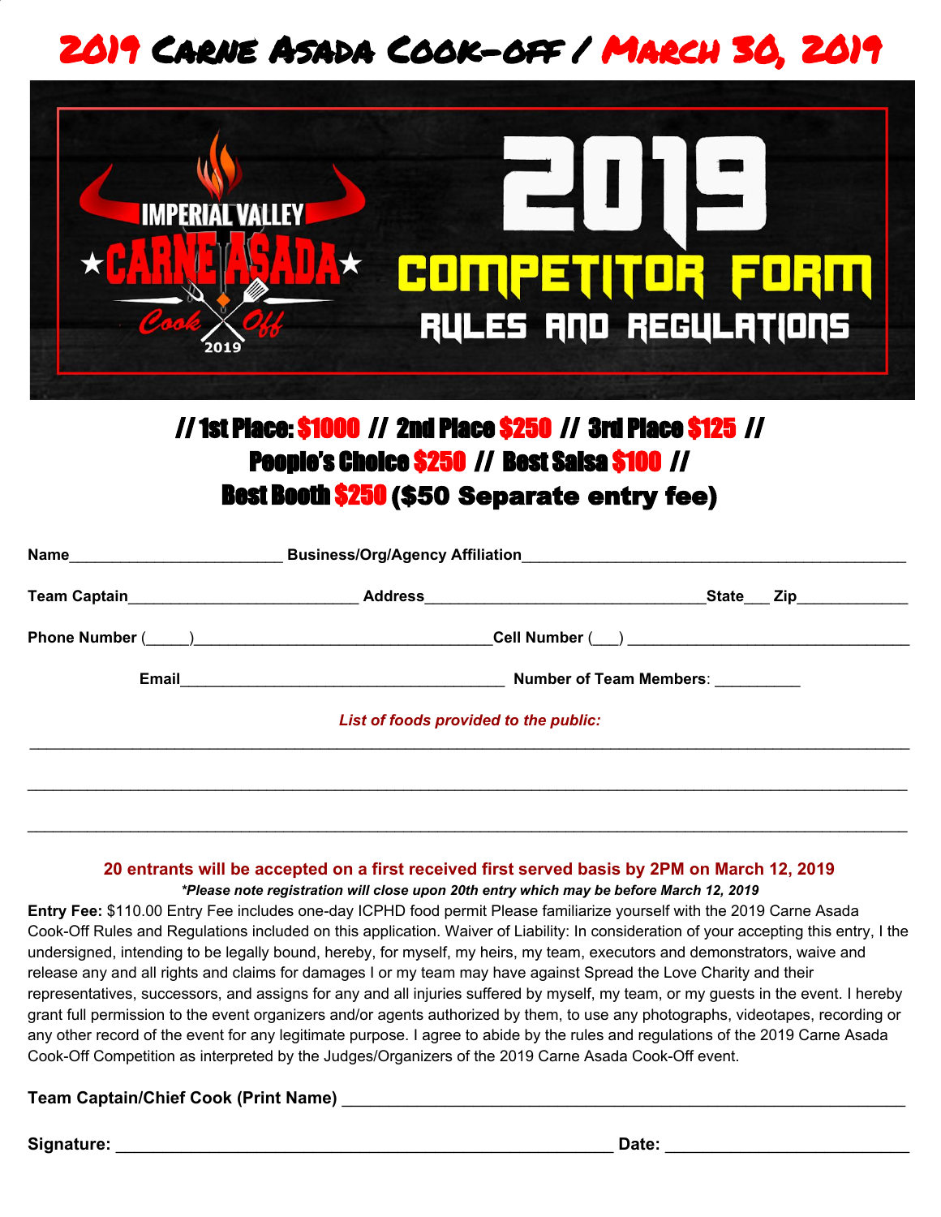# 2019 Carne Asada Cook-off / March 30, 2019

IMPERIAL VALLEY CARNE ASADA Cook Off 2019

# 2019 COMPETITOR FORM

## RULES AND REGULATIONS

**// 1st Place: $1000 // 2nd Place $250 // 3rd Place $125 //**
**People's Choice $250 // Best Salsa $100 //**
**Best Booth $250 ($50 Separate entry fee)**

**Name**________________________ **Business/Org/Agency Affiliation**____________________________________________

**Team Captain**__________________________ **Address**________________________________**State**___ **Zip**____________

**Phone Number** (_____)__________________________________**Cell Number** (___) ________________________________

**Email**_____________________________________ **Number of Team Members**: __________

*List of foods provided to the public:*

_____________________________________________________________________________________________________

_____________________________________________________________________________________________________

_____________________________________________________________________________________________________

**20 entrants will be accepted on a first received first served basis by 2PM on March 12, 2019**

***Please note registration will close upon 20th entry which may be before March 12, 2019***

**Entry Fee:** $110.00 Entry Fee includes one-day ICPHD food permit Please familiarize yourself with the 2019 Carne Asada Cook-Off Rules and Regulations included on this application. Waiver of Liability: In consideration of your accepting this entry, I the undersigned, intending to be legally bound, hereby, for myself, my heirs, my team, executors and demonstrators, waive and release any and all rights and claims for damages I or my team may have against Spread the Love Charity and their representatives, successors, and assigns for any and all injuries suffered by myself, my team, or my guests in the event. I hereby grant full permission to the event organizers and/or agents authorized by them, to use any photographs, videotapes, recording or any other record of the event for any legitimate purpose. I agree to abide by the rules and regulations of the 2019 Carne Asada Cook-Off Competition as interpreted by the Judges/Organizers of the 2019 Carne Asada Cook-Off event.

**Team Captain/Chief Cook (Print Name)** ____________________________________________________________

**Signature:** _______________________________________________________ **Date:** ___________________________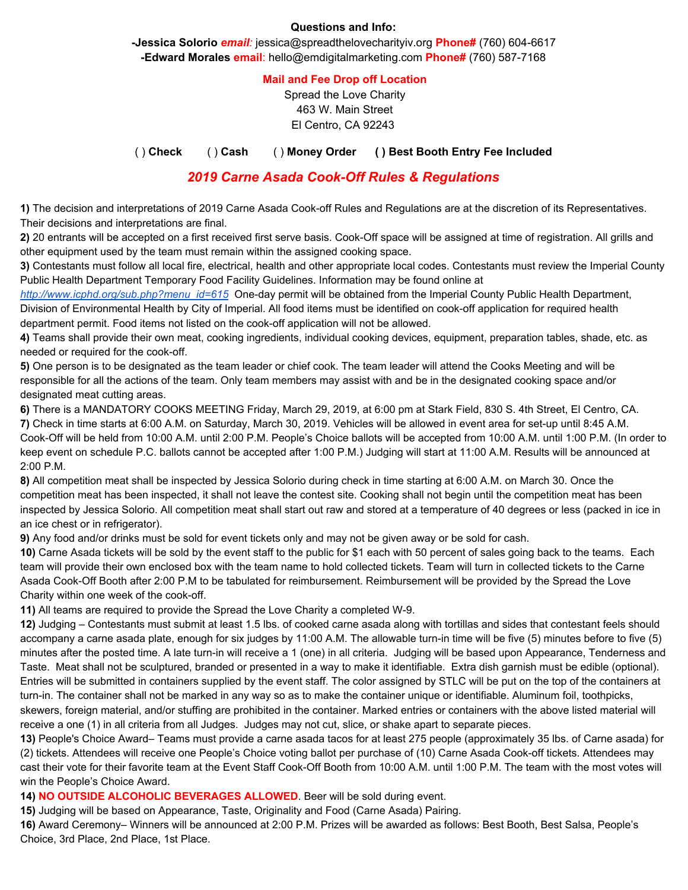**Questions and Info:**

**-Jessica Solorio** ***email:*** jessica@spreadthelovecharityiv.org **Phone#** (760) 604-6617

**-Edward Morales email**: hello@emdigitalmarketing.com **Phone#** (760) 587-7168

**Mail and Fee Drop off Location**

Spread the Love Charity
463 W. Main Street
El Centro, CA 92243

( ) **Check** ( ) **Cash** ( ) **Money Order** **( ) Best Booth Entry Fee Included**

## *2019 Carne Asada Cook-Off Rules & Regulations*

**1)** The decision and interpretations of 2019 Carne Asada Cook-off Rules and Regulations are at the discretion of its Representatives. Their decisions and interpretations are final.

**2)** 20 entrants will be accepted on a first received first serve basis. Cook-Off space will be assigned at time of registration. All grills and other equipment used by the team must remain within the assigned cooking space.

**3)** Contestants must follow all local fire, electrical, health and other appropriate local codes. Contestants must review the Imperial County Public Health Department Temporary Food Facility Guidelines. Information may be found online at *http://www.icphd.org/sub.php?menu_id=615* One-day permit will be obtained from the Imperial County Public Health Department, Division of Environmental Health by City of Imperial. All food items must be identified on cook-off application for required health department permit. Food items not listed on the cook-off application will not be allowed.

**4)** Teams shall provide their own meat, cooking ingredients, individual cooking devices, equipment, preparation tables, shade, etc. as needed or required for the cook-off.

**5)** One person is to be designated as the team leader or chief cook. The team leader will attend the Cooks Meeting and will be responsible for all the actions of the team. Only team members may assist with and be in the designated cooking space and/or designated meat cutting areas.

**6)** There is a MANDATORY COOKS MEETING Friday, March 29, 2019, at 6:00 pm at Stark Field, 830 S. 4th Street, El Centro, CA.

**7)** Check in time starts at 6:00 A.M. on Saturday, March 30, 2019. Vehicles will be allowed in event area for set-up until 8:45 A.M. Cook-Off will be held from 10:00 A.M. until 2:00 P.M. People's Choice ballots will be accepted from 10:00 A.M. until 1:00 P.M. (In order to keep event on schedule P.C. ballots cannot be accepted after 1:00 P.M.) Judging will start at 11:00 A.M. Results will be announced at 2:00 P.M.

**8)** All competition meat shall be inspected by Jessica Solorio during check in time starting at 6:00 A.M. on March 30. Once the competition meat has been inspected, it shall not leave the contest site. Cooking shall not begin until the competition meat has been inspected by Jessica Solorio. All competition meat shall start out raw and stored at a temperature of 40 degrees or less (packed in ice in an ice chest or in refrigerator).

**9)** Any food and/or drinks must be sold for event tickets only and may not be given away or be sold for cash.

**10)** Carne Asada tickets will be sold by the event staff to the public for $1 each with 50 percent of sales going back to the teams. Each team will provide their own enclosed box with the team name to hold collected tickets. Team will turn in collected tickets to the Carne Asada Cook-Off Booth after 2:00 P.M to be tabulated for reimbursement. Reimbursement will be provided by the Spread the Love Charity within one week of the cook-off.

**11)** All teams are required to provide the Spread the Love Charity a completed W-9.

**12)** Judging – Contestants must submit at least 1.5 lbs. of cooked carne asada along with tortillas and sides that contestant feels should accompany a carne asada plate, enough for six judges by 11:00 A.M. The allowable turn-in time will be five (5) minutes before to five (5) minutes after the posted time. A late turn-in will receive a 1 (one) in all criteria. Judging will be based upon Appearance, Tenderness and Taste. Meat shall not be sculptured, branded or presented in a way to make it identifiable. Extra dish garnish must be edible (optional). Entries will be submitted in containers supplied by the event staff. The color assigned by STLC will be put on the top of the containers at turn-in. The container shall not be marked in any way so as to make the container unique or identifiable. Aluminum foil, toothpicks, skewers, foreign material, and/or stuffing are prohibited in the container. Marked entries or containers with the above listed material will receive a one (1) in all criteria from all Judges. Judges may not cut, slice, or shake apart to separate pieces.

**13)** People's Choice Award– Teams must provide a carne asada tacos for at least 275 people (approximately 35 lbs. of Carne asada) for (2) tickets. Attendees will receive one People's Choice voting ballot per purchase of (10) Carne Asada Cook-off tickets. Attendees may cast their vote for their favorite team at the Event Staff Cook-Off Booth from 10:00 A.M. until 1:00 P.M. The team with the most votes will win the People's Choice Award.

**14) NO OUTSIDE ALCOHOLIC BEVERAGES ALLOWED**. Beer will be sold during event.

**15)** Judging will be based on Appearance, Taste, Originality and Food (Carne Asada) Pairing.

**16)** Award Ceremony– Winners will be announced at 2:00 P.M. Prizes will be awarded as follows: Best Booth, Best Salsa, People's Choice, 3rd Place, 2nd Place, 1st Place.